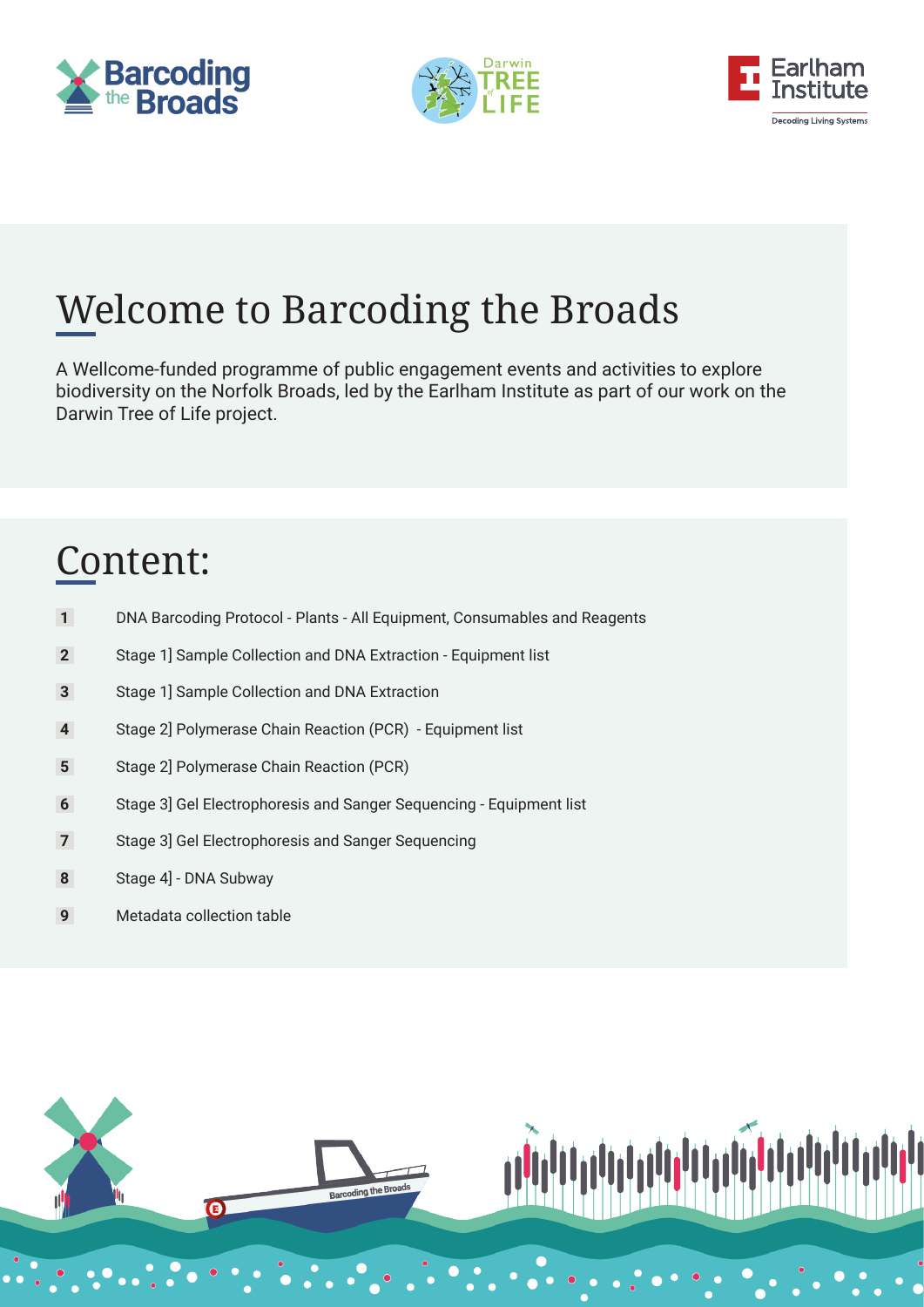# Welcome to Barcoding the Broads

A Wellcome-funded programme of public engagement events and activities to explore biodiversity on the Norfolk Broads, led by the Earlham Institute as part of our work on the Darwin Tree of Life project.

## Content:

1. DNA Barcoding Protocol - Plants - All Equipment, Consumables and Reagents
2. Stage 1] Sample Collection and DNA Extraction - Equipment list
3. Stage 1] Sample Collection and DNA Extraction
4. Stage 2] Polymerase Chain Reaction (PCR) - Equipment list
5. Stage 2] Polymerase Chain Reaction (PCR)
6. Stage 3] Gel Electrophoresis and Sanger Sequencing - Equipment list
7. Stage 3] Gel Electrophoresis and Sanger Sequencing
8. Stage 4] - DNA Subway
9. Metadata collection table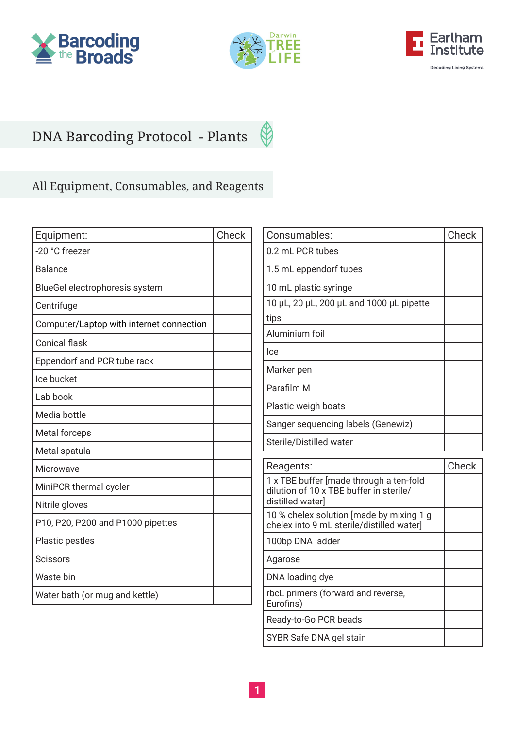# DNA Barcoding Protocol - Plants

## All Equipment, Consumables, and Reagents

| Equipment: | Check |
|---|---|
| -20 °C freezer | |
| Balance | |
| BlueGel electrophoresis system | |
| Centrifuge | |
| Computer/Laptop with internet connection | |
| Conical flask | |
| Eppendorf and PCR tube rack | |
| Ice bucket | |
| Lab book | |
| Media bottle | |
| Metal forceps | |
| Metal spatula | |
| Microwave | |
| MiniPCR thermal cycler | |
| Nitrile gloves | |
| P10, P20, P200 and P1000 pipettes | |
| Plastic pestles | |
| Scissors | |
| Waste bin | |
| Water bath (or mug and kettle) | |

| Consumables: | Check |
|---|---|
| 0.2 mL PCR tubes | |
| 1.5 mL eppendorf tubes | |
| 10 mL plastic syringe | |
| 10 μL, 20 μL, 200 μL and 1000 μL pipette tips | |
| Aluminium foil | |
| Ice | |
| Marker pen | |
| Parafilm M | |
| Plastic weigh boats | |
| Sanger sequencing labels (Genewiz) | |
| Sterile/Distilled water | |

| Reagents: | Check |
|---|---|
| 1 x TBE buffer [made through a ten-fold dilution of 10 x TBE buffer in sterile/distilled water] | |
| 10 % chelex solution [made by mixing 1 g chelex into 9 mL sterile/distilled water] | |
| 100bp DNA ladder | |
| Agarose | |
| DNA loading dye | |
| rbcL primers (forward and reverse, Eurofins) | |
| Ready-to-Go PCR beads | |
| SYBR Safe DNA gel stain | |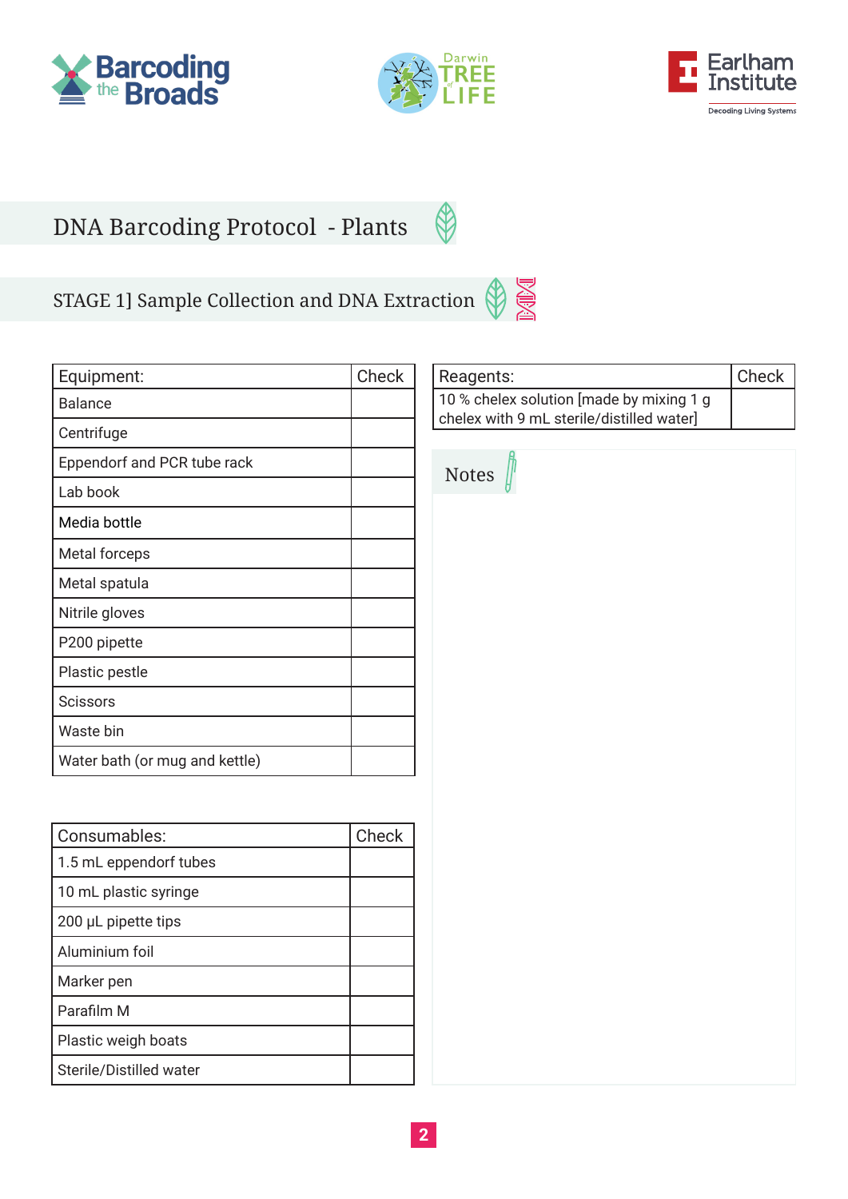# DNA Barcoding Protocol - Plants

## STAGE 1] Sample Collection and DNA Extraction

| Equipment: | Check |
| --- | --- |
| Balance | |
| Centrifuge | |
| Eppendorf and PCR tube rack | |
| Lab book | |
| Media bottle | |
| Metal forceps | |
| Metal spatula | |
| Nitrile gloves | |
| P200 pipette | |
| Plastic pestle | |
| Scissors | |
| Waste bin | |
| Water bath (or mug and kettle) | |

| Consumables: | Check |
| --- | --- |
| 1.5 mL eppendorf tubes | |
| 10 mL plastic syringe | |
| 200 µL pipette tips | |
| Aluminium foil | |
| Marker pen | |
| Parafilm M | |
| Plastic weigh boats | |
| Sterile/Distilled water | |

| Reagents: | Check |
| --- | --- |
| 10 % chelex solution [made by mixing 1 g chelex with 9 mL sterile/distilled water] | |

Notes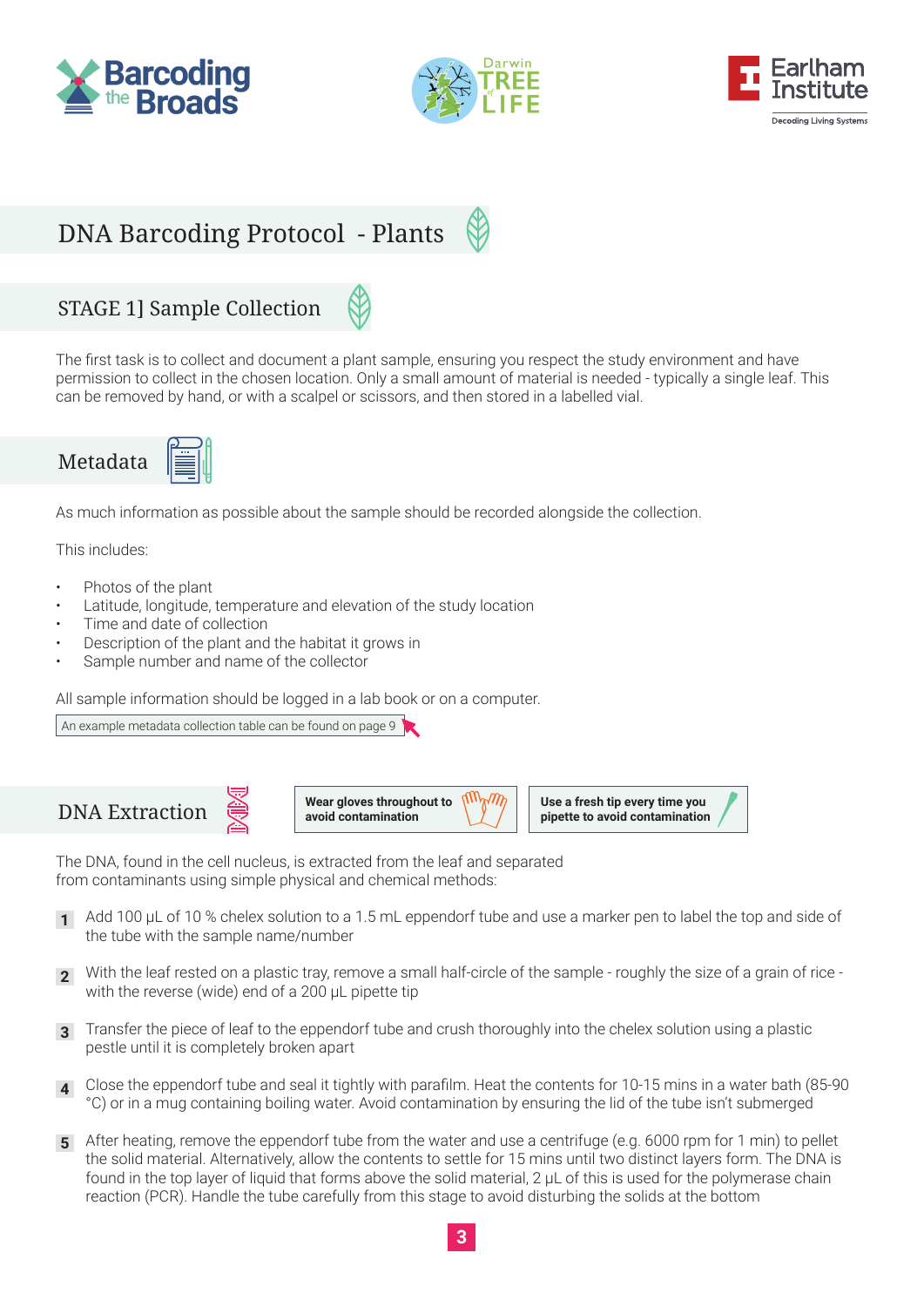# DNA Barcoding Protocol - Plants

## STAGE 1] Sample Collection

The first task is to collect and document a plant sample, ensuring you respect the study environment and have permission to collect in the chosen location. Only a small amount of material is needed - typically a single leaf. This can be removed by hand, or with a scalpel or scissors, and then stored in a labelled vial.

## Metadata

As much information as possible about the sample should be recorded alongside the collection.

This includes:

- Photos of the plant
- Latitude, longitude, temperature and elevation of the study location
- Time and date of collection
- Description of the plant and the habitat it grows in
- Sample number and name of the collector

All sample information should be logged in a lab book or on a computer.

An example metadata collection table can be found on page 9

## DNA Extraction

**Wear gloves throughout to avoid contamination**

**Use a fresh tip every time you pipette to avoid contamination**

The DNA, found in the cell nucleus, is extracted from the leaf and separated from contaminants using simple physical and chemical methods:

1. Add 100 µL of 10 % chelex solution to a 1.5 mL eppendorf tube and use a marker pen to label the top and side of the tube with the sample name/number
2. With the leaf rested on a plastic tray, remove a small half-circle of the sample - roughly the size of a grain of rice - with the reverse (wide) end of a 200 µL pipette tip
3. Transfer the piece of leaf to the eppendorf tube and crush thoroughly into the chelex solution using a plastic pestle until it is completely broken apart
4. Close the eppendorf tube and seal it tightly with parafilm. Heat the contents for 10-15 mins in a water bath (85-90 °C) or in a mug containing boiling water. Avoid contamination by ensuring the lid of the tube isn't submerged
5. After heating, remove the eppendorf tube from the water and use a centrifuge (e.g. 6000 rpm for 1 min) to pellet the solid material. Alternatively, allow the contents to settle for 15 mins until two distinct layers form. The DNA is found in the top layer of liquid that forms above the solid material, 2 µL of this is used for the polymerase chain reaction (PCR). Handle the tube carefully from this stage to avoid disturbing the solids at the bottom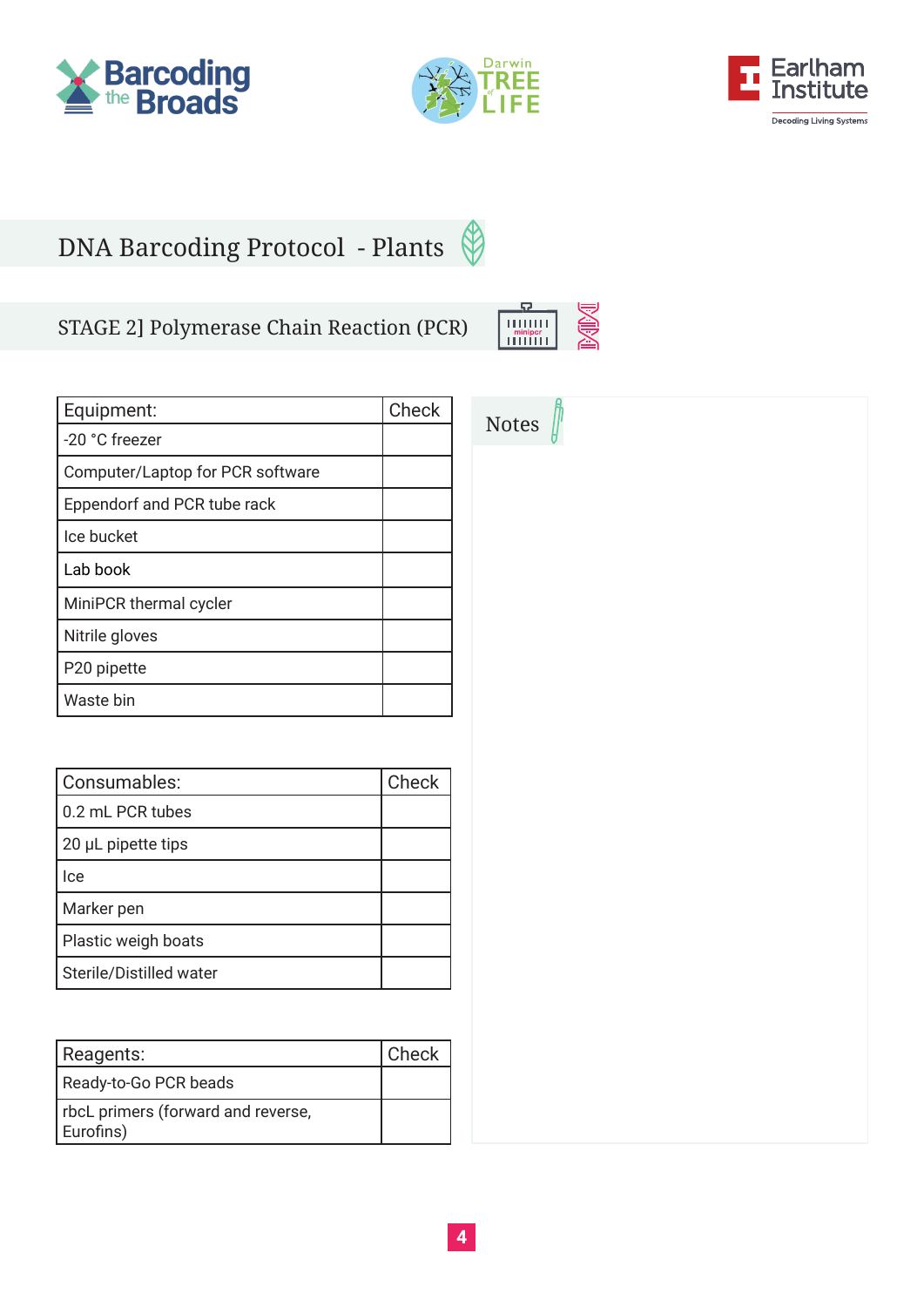# DNA Barcoding Protocol - Plants

## STAGE 2] Polymerase Chain Reaction (PCR)

| Equipment: | Check |
| --- | --- |
| -20 °C freezer | |
| Computer/Laptop for PCR software | |
| Eppendorf and PCR tube rack | |
| Ice bucket | |
| Lab book | |
| MiniPCR thermal cycler | |
| Nitrile gloves | |
| P20 pipette | |
| Waste bin | |

| Consumables: | Check |
| --- | --- |
| 0.2 mL PCR tubes | |
| 20 μL pipette tips | |
| Ice | |
| Marker pen | |
| Plastic weigh boats | |
| Sterile/Distilled water | |

| Reagents: | Check |
| --- | --- |
| Ready-to-Go PCR beads | |
| rbcL primers (forward and reverse, Eurofins) | |

Notes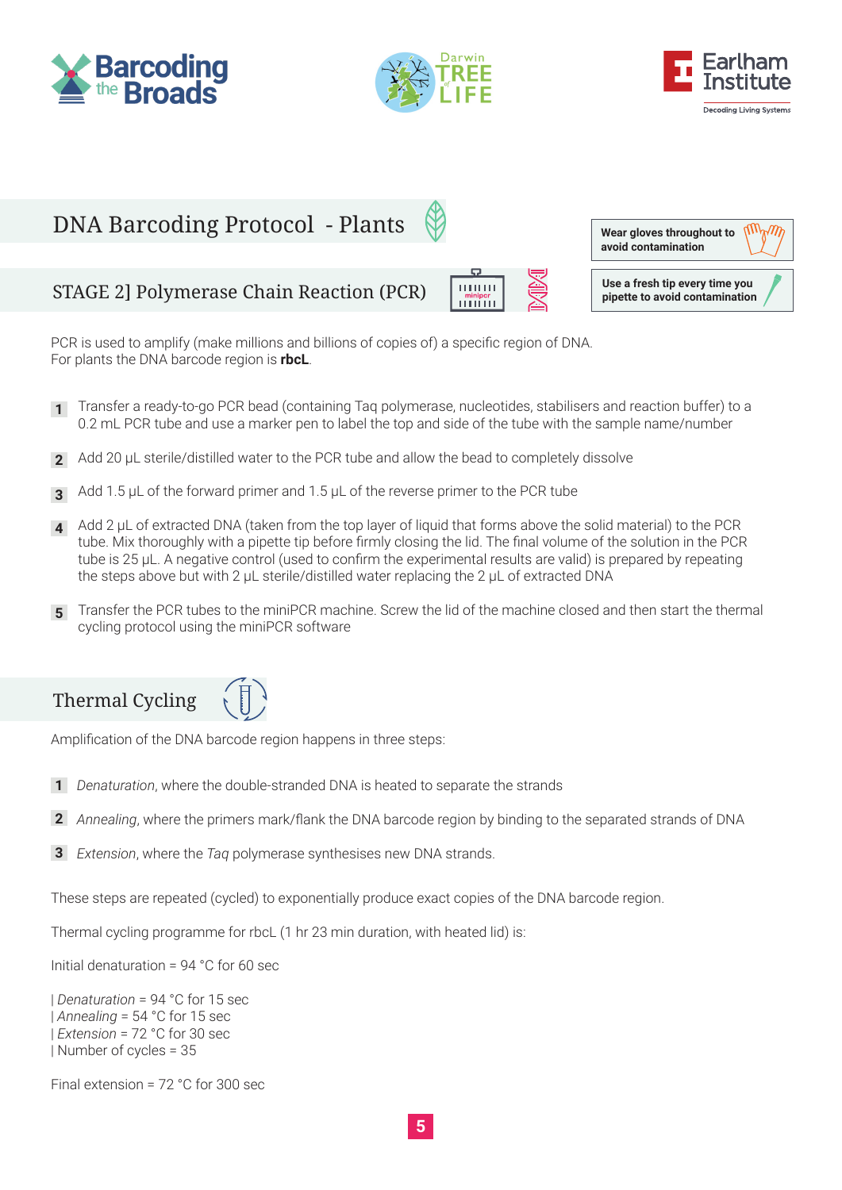# DNA Barcoding Protocol - Plants

**Wear gloves throughout to avoid contamination**

**Use a fresh tip every time you pipette to avoid contamination**

## STAGE 2] Polymerase Chain Reaction (PCR)

PCR is used to amplify (make millions and billions of copies of) a specific region of DNA.
For plants the DNA barcode region is **rbcL**.

1. Transfer a ready-to-go PCR bead (containing Taq polymerase, nucleotides, stabilisers and reaction buffer) to a 0.2 mL PCR tube and use a marker pen to label the top and side of the tube with the sample name/number
2. Add 20 µL sterile/distilled water to the PCR tube and allow the bead to completely dissolve
3. Add 1.5 µL of the forward primer and 1.5 µL of the reverse primer to the PCR tube
4. Add 2 µL of extracted DNA (taken from the top layer of liquid that forms above the solid material) to the PCR tube. Mix thoroughly with a pipette tip before firmly closing the lid. The final volume of the solution in the PCR tube is 25 µL. A negative control (used to confirm the experimental results are valid) is prepared by repeating the steps above but with 2 µL sterile/distilled water replacing the 2 µL of extracted DNA
5. Transfer the PCR tubes to the miniPCR machine. Screw the lid of the machine closed and then start the thermal cycling protocol using the miniPCR software

## Thermal Cycling

Amplification of the DNA barcode region happens in three steps:

1. *Denaturation*, where the double-stranded DNA is heated to separate the strands
2. *Annealing*, where the primers mark/flank the DNA barcode region by binding to the separated strands of DNA
3. *Extension*, where the *Taq* polymerase synthesises new DNA strands.

These steps are repeated (cycled) to exponentially produce exact copies of the DNA barcode region.

Thermal cycling programme for rbcL (1 hr 23 min duration, with heated lid) is:

Initial denaturation = 94 °C for 60 sec

| *Denaturation* = 94 °C for 15 sec
| *Annealing* = 54 °C for 15 sec
| *Extension* = 72 °C for 30 sec
| Number of cycles = 35

Final extension = 72 °C for 300 sec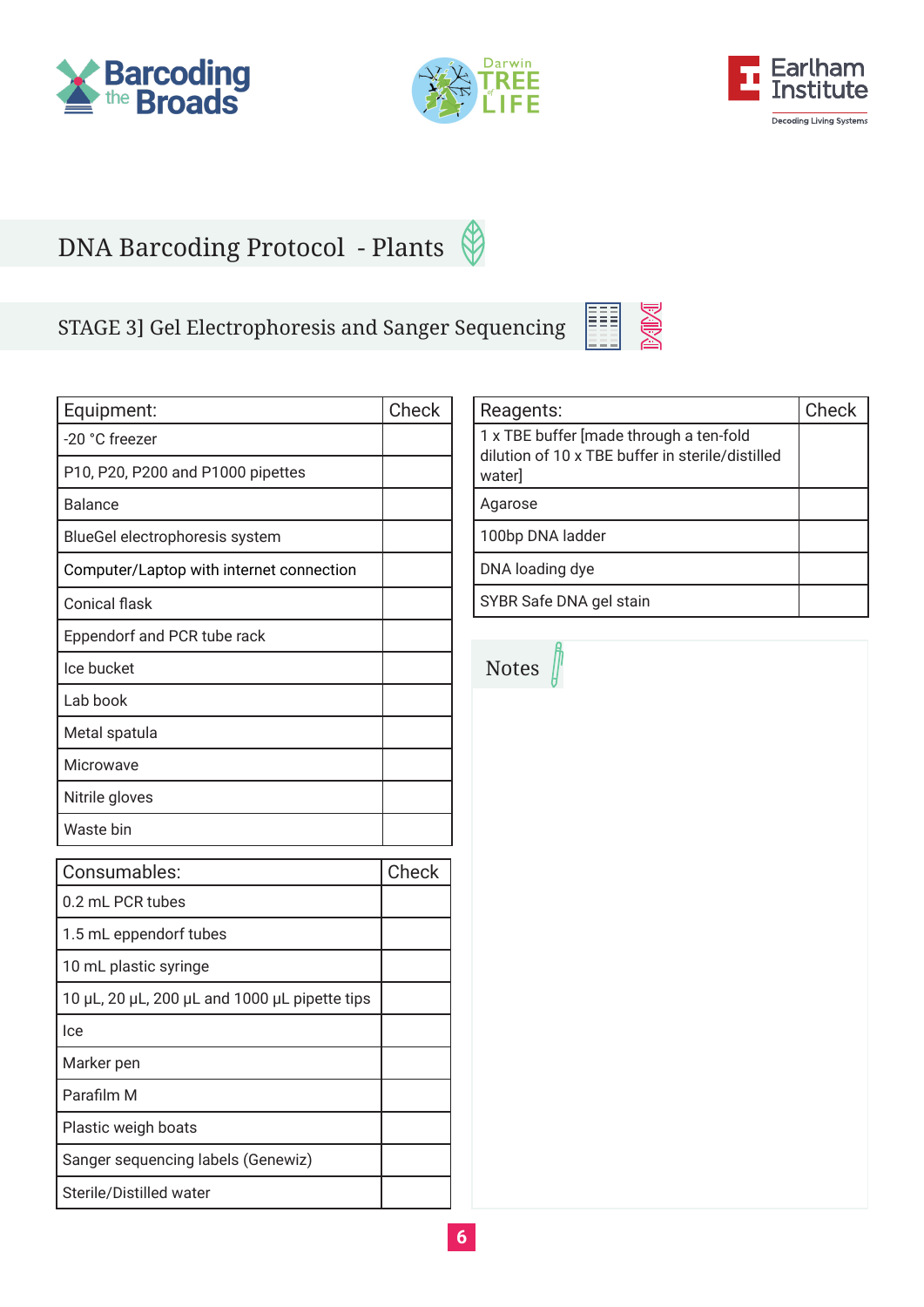# DNA Barcoding Protocol - Plants

## STAGE 3] Gel Electrophoresis and Sanger Sequencing

| Equipment: | Check |
|---|---|
| -20 °C freezer | |
| P10, P20, P200 and P1000 pipettes | |
| Balance | |
| BlueGel electrophoresis system | |
| Computer/Laptop with internet connection | |
| Conical flask | |
| Eppendorf and PCR tube rack | |
| Ice bucket | |
| Lab book | |
| Metal spatula | |
| Microwave | |
| Nitrile gloves | |
| Waste bin | |

| Consumables: | Check |
|---|---|
| 0.2 mL PCR tubes | |
| 1.5 mL eppendorf tubes | |
| 10 mL plastic syringe | |
| 10 µL, 20 µL, 200 µL and 1000 µL pipette tips | |
| Ice | |
| Marker pen | |
| Parafilm M | |
| Plastic weigh boats | |
| Sanger sequencing labels (Genewiz) | |
| Sterile/Distilled water | |

| Reagents: | Check |
|---|---|
| 1 x TBE buffer [made through a ten-fold dilution of 10 x TBE buffer in sterile/distilled water] | |
| Agarose | |
| 100bp DNA ladder | |
| DNA loading dye | |
| SYBR Safe DNA gel stain | |

Notes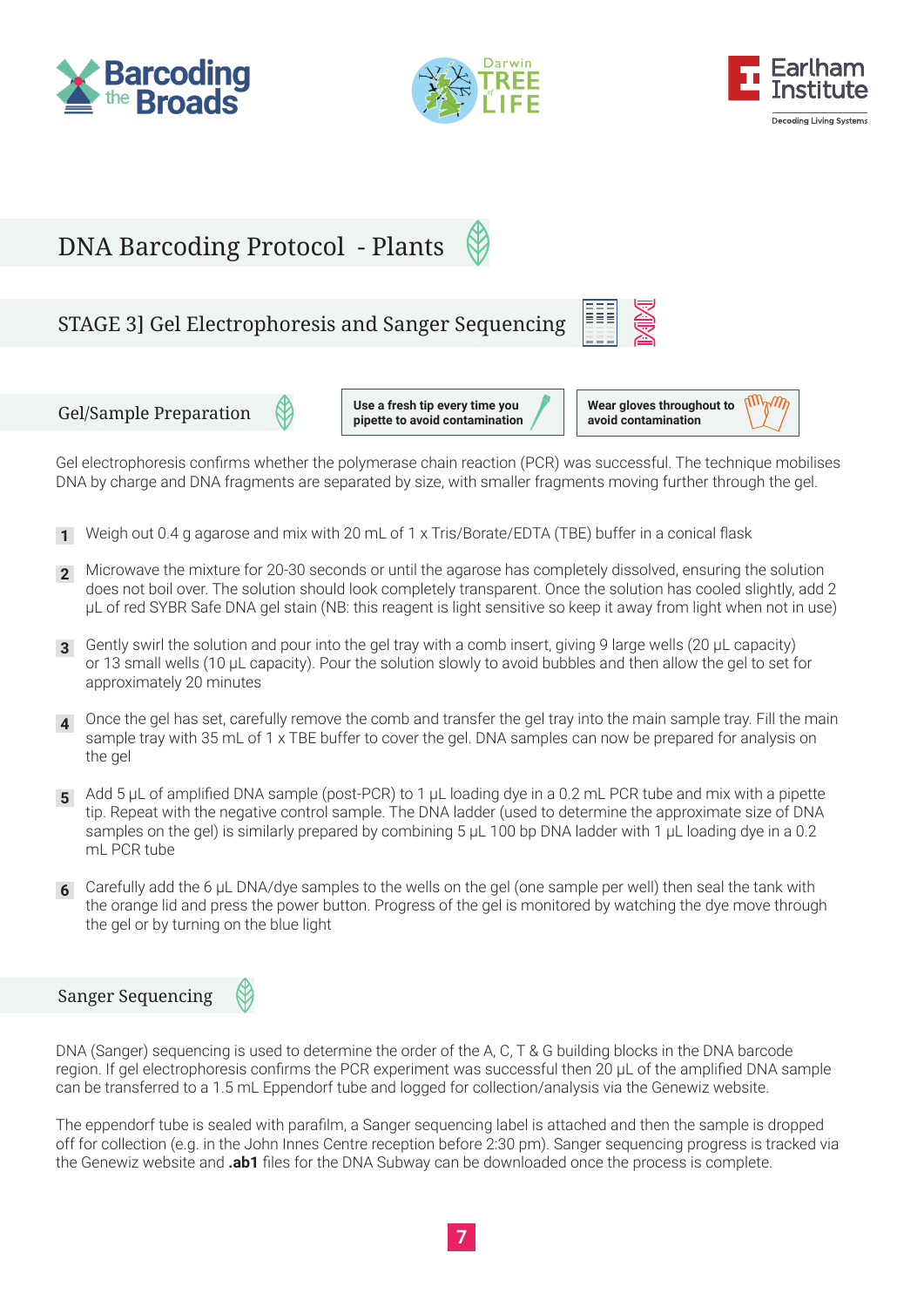# DNA Barcoding Protocol - Plants

## STAGE 3] Gel Electrophoresis and Sanger Sequencing

### Gel/Sample Preparation

**Use a fresh tip every time you pipette to avoid contamination**

**Wear gloves throughout to avoid contamination**

Gel electrophoresis confirms whether the polymerase chain reaction (PCR) was successful. The technique mobilises DNA by charge and DNA fragments are separated by size, with smaller fragments moving further through the gel.

1. Weigh out 0.4 g agarose and mix with 20 mL of 1 x Tris/Borate/EDTA (TBE) buffer in a conical flask
2. Microwave the mixture for 20-30 seconds or until the agarose has completely dissolved, ensuring the solution does not boil over. The solution should look completely transparent. Once the solution has cooled slightly, add 2 µL of red SYBR Safe DNA gel stain (NB: this reagent is light sensitive so keep it away from light when not in use)
3. Gently swirl the solution and pour into the gel tray with a comb insert, giving 9 large wells (20 µL capacity) or 13 small wells (10 µL capacity). Pour the solution slowly to avoid bubbles and then allow the gel to set for approximately 20 minutes
4. Once the gel has set, carefully remove the comb and transfer the gel tray into the main sample tray. Fill the main sample tray with 35 mL of 1 x TBE buffer to cover the gel. DNA samples can now be prepared for analysis on the gel
5. Add 5 µL of amplified DNA sample (post-PCR) to 1 µL loading dye in a 0.2 mL PCR tube and mix with a pipette tip. Repeat with the negative control sample. The DNA ladder (used to determine the approximate size of DNA samples on the gel) is similarly prepared by combining 5 µL 100 bp DNA ladder with 1 µL loading dye in a 0.2 mL PCR tube
6. Carefully add the 6 µL DNA/dye samples to the wells on the gel (one sample per well) then seal the tank with the orange lid and press the power button. Progress of the gel is monitored by watching the dye move through the gel or by turning on the blue light

### Sanger Sequencing

DNA (Sanger) sequencing is used to determine the order of the A, C, T & G building blocks in the DNA barcode region. If gel electrophoresis confirms the PCR experiment was successful then 20 µL of the amplified DNA sample can be transferred to a 1.5 mL Eppendorf tube and logged for collection/analysis via the Genewiz website.

The eppendorf tube is sealed with parafilm, a Sanger sequencing label is attached and then the sample is dropped off for collection (e.g. in the John Innes Centre reception before 2:30 pm). Sanger sequencing progress is tracked via the Genewiz website and **.ab1** files for the DNA Subway can be downloaded once the process is complete.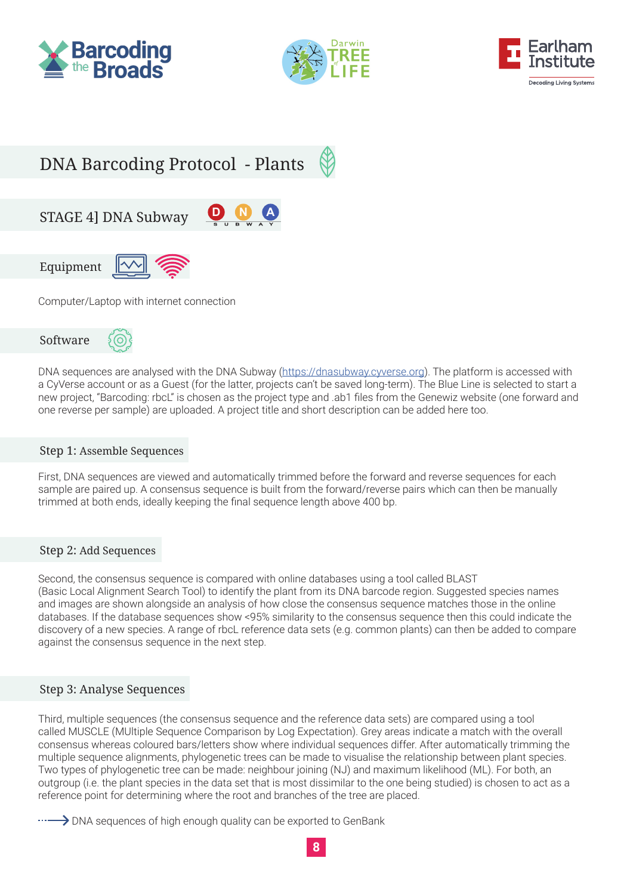# DNA Barcoding Protocol - Plants

## STAGE 4] DNA Subway

### Equipment

Computer/Laptop with internet connection

### Software

DNA sequences are analysed with the DNA Subway (https://dnasubway.cyverse.org). The platform is accessed with a CyVerse account or as a Guest (for the latter, projects can't be saved long-term). The Blue Line is selected to start a new project, "Barcoding: rbcL" is chosen as the project type and .ab1 files from the Genewiz website (one forward and one reverse per sample) are uploaded. A project title and short description can be added here too.

### Step 1: Assemble Sequences

First, DNA sequences are viewed and automatically trimmed before the forward and reverse sequences for each sample are paired up. A consensus sequence is built from the forward/reverse pairs which can then be manually trimmed at both ends, ideally keeping the final sequence length above 400 bp.

### Step 2: Add Sequences

Second, the consensus sequence is compared with online databases using a tool called BLAST (Basic Local Alignment Search Tool) to identify the plant from its DNA barcode region. Suggested species names and images are shown alongside an analysis of how close the consensus sequence matches those in the online databases. If the database sequences show <95% similarity to the consensus sequence then this could indicate the discovery of a new species. A range of rbcL reference data sets (e.g. common plants) can then be added to compare against the consensus sequence in the next step.

### Step 3: Analyse Sequences

Third, multiple sequences (the consensus sequence and the reference data sets) are compared using a tool called MUSCLE (MUltiple Sequence Comparison by Log Expectation). Grey areas indicate a match with the overall consensus whereas coloured bars/letters show where individual sequences differ. After automatically trimming the multiple sequence alignments, phylogenetic trees can be made to visualise the relationship between plant species. Two types of phylogenetic tree can be made: neighbour joining (NJ) and maximum likelihood (ML). For both, an outgroup (i.e. the plant species in the data set that is most dissimilar to the one being studied) is chosen to act as a reference point for determining where the root and branches of the tree are placed.

→ DNA sequences of high enough quality can be exported to GenBank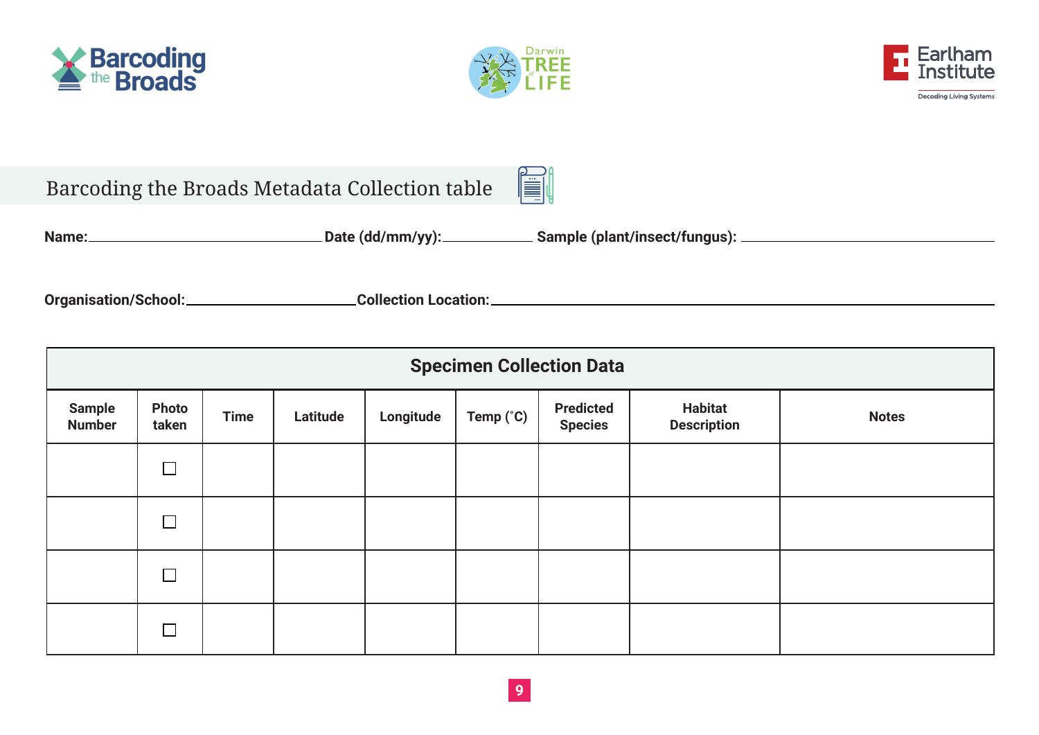Barcoding the Broads

Darwin Tree of Life

Earlham Institute
Decoding Living Systems

## Barcoding the Broads Metadata Collection table

**Name:**\_\_\_\_\_\_\_\_\_\_\_\_\_\_\_\_\_\_\_\_\_\_\_\_\_\_ **Date (dd/mm/yy):**\_\_\_\_\_\_\_\_\_\_ **Sample (plant/insect/fungus):** \_\_\_\_\_\_\_\_\_\_\_\_\_\_\_\_\_\_\_\_\_\_\_\_\_\_

**Organisation/School:**\_\_\_\_\_\_\_\_\_\_\_\_\_\_\_\_\_\_\_\_ **Collection Location:**\_\_\_\_\_\_\_\_\_\_\_\_\_\_\_\_\_\_\_\_\_\_\_\_\_\_\_\_\_\_\_\_\_\_\_\_\_\_\_\_\_\_

| Specimen Collection Data | | | | | | | | |
|---|---|---|---|---|---|---|---|---|
| **Sample Number** | **Photo taken** | **Time** | **Latitude** | **Longitude** | **Temp (˚C)** | **Predicted Species** | **Habitat Description** | **Notes** |
| | ☐ | | | | | | | |
| | ☐ | | | | | | | |
| | ☐ | | | | | | | |
| | ☐ | | | | | | | |